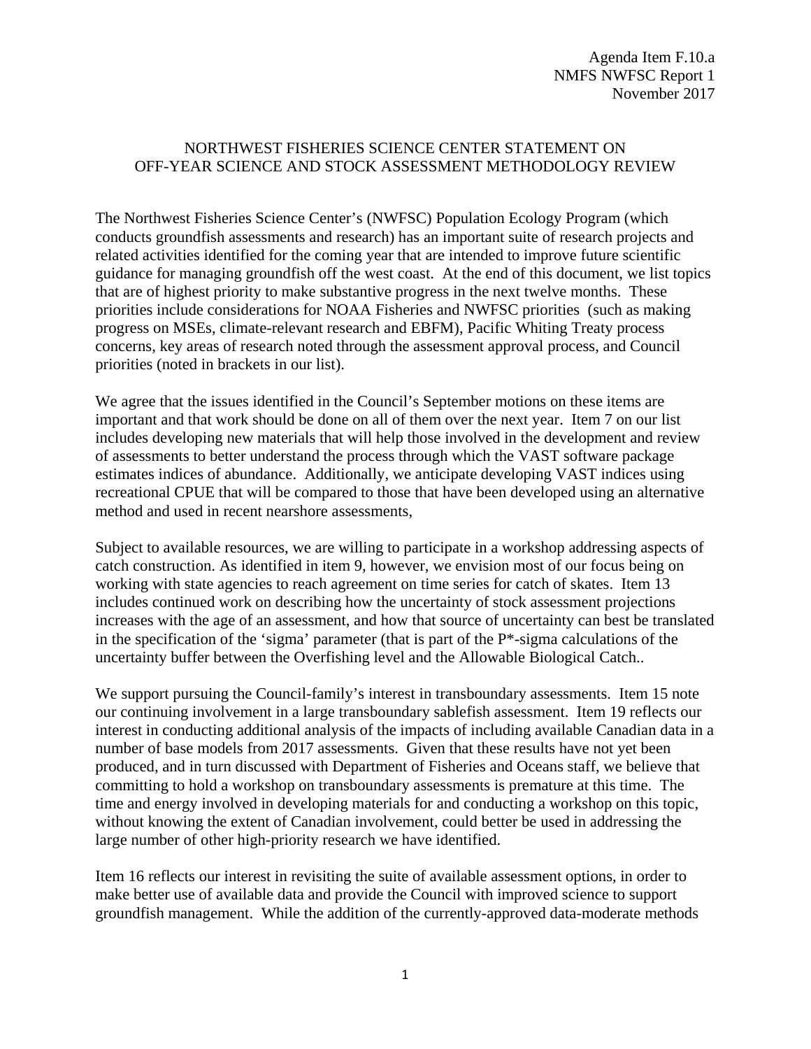Agenda Item F.10.a
NMFS NWFSC Report 1
November 2017

# NORTHWEST FISHERIES SCIENCE CENTER STATEMENT ON OFF-YEAR SCIENCE AND STOCK ASSESSMENT METHODOLOGY REVIEW

The Northwest Fisheries Science Center's (NWFSC) Population Ecology Program (which conducts groundfish assessments and research) has an important suite of research projects and related activities identified for the coming year that are intended to improve future scientific guidance for managing groundfish off the west coast. At the end of this document, we list topics that are of highest priority to make substantive progress in the next twelve months. These priorities include considerations for NOAA Fisheries and NWFSC priorities (such as making progress on MSEs, climate-relevant research and EBFM), Pacific Whiting Treaty process concerns, key areas of research noted through the assessment approval process, and Council priorities (noted in brackets in our list).

We agree that the issues identified in the Council's September motions on these items are important and that work should be done on all of them over the next year. Item 7 on our list includes developing new materials that will help those involved in the development and review of assessments to better understand the process through which the VAST software package estimates indices of abundance. Additionally, we anticipate developing VAST indices using recreational CPUE that will be compared to those that have been developed using an alternative method and used in recent nearshore assessments,

Subject to available resources, we are willing to participate in a workshop addressing aspects of catch construction. As identified in item 9, however, we envision most of our focus being on working with state agencies to reach agreement on time series for catch of skates. Item 13 includes continued work on describing how the uncertainty of stock assessment projections increases with the age of an assessment, and how that source of uncertainty can best be translated in the specification of the 'sigma' parameter (that is part of the P*-sigma calculations of the uncertainty buffer between the Overfishing level and the Allowable Biological Catch..

We support pursuing the Council-family's interest in transboundary assessments. Item 15 note our continuing involvement in a large transboundary sablefish assessment. Item 19 reflects our interest in conducting additional analysis of the impacts of including available Canadian data in a number of base models from 2017 assessments. Given that these results have not yet been produced, and in turn discussed with Department of Fisheries and Oceans staff, we believe that committing to hold a workshop on transboundary assessments is premature at this time. The time and energy involved in developing materials for and conducting a workshop on this topic, without knowing the extent of Canadian involvement, could better be used in addressing the large number of other high-priority research we have identified.

Item 16 reflects our interest in revisiting the suite of available assessment options, in order to make better use of available data and provide the Council with improved science to support groundfish management. While the addition of the currently-approved data-moderate methods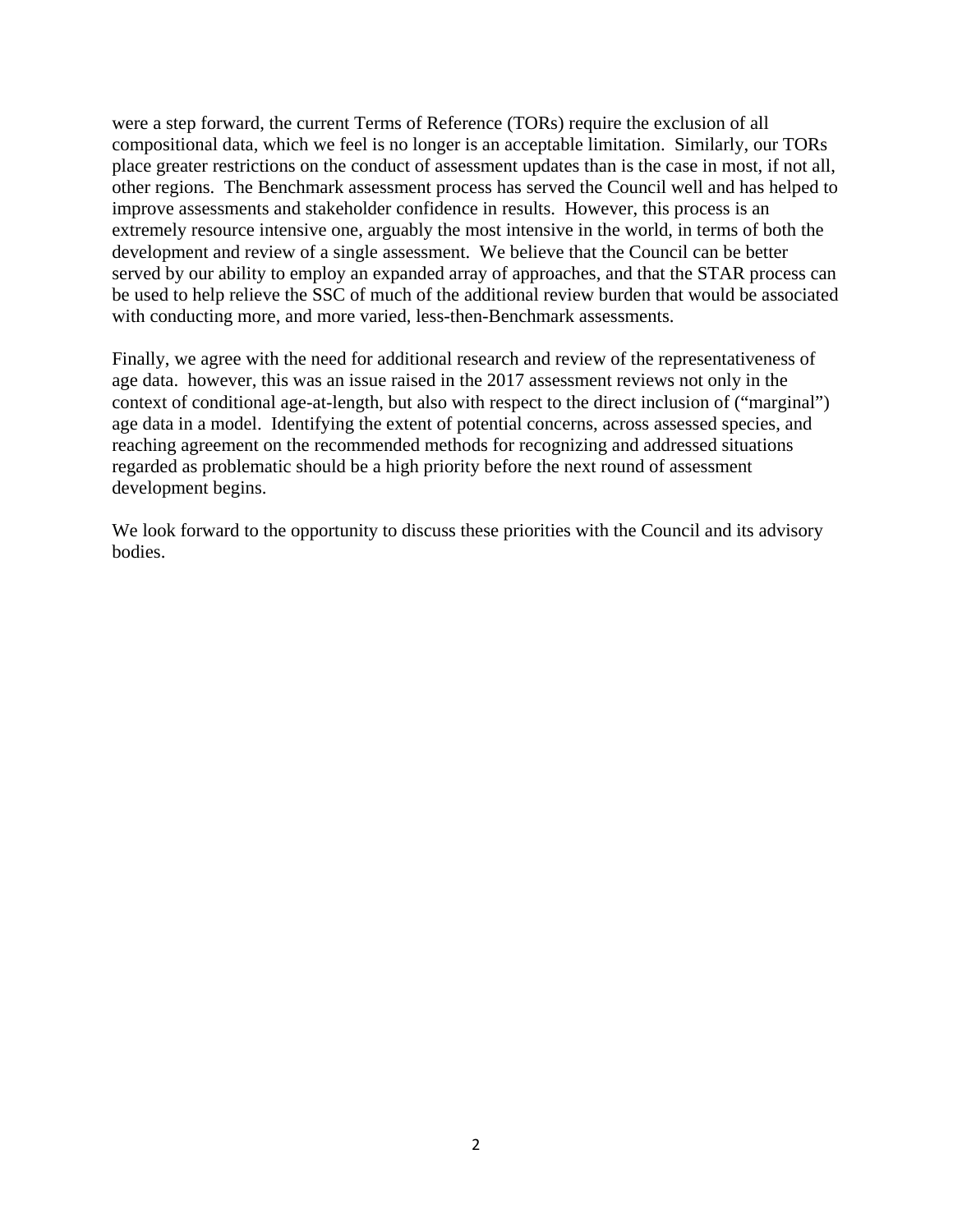were a step forward, the current Terms of Reference (TORs) require the exclusion of all compositional data, which we feel is no longer is an acceptable limitation. Similarly, our TORs place greater restrictions on the conduct of assessment updates than is the case in most, if not all, other regions. The Benchmark assessment process has served the Council well and has helped to improve assessments and stakeholder confidence in results. However, this process is an extremely resource intensive one, arguably the most intensive in the world, in terms of both the development and review of a single assessment. We believe that the Council can be better served by our ability to employ an expanded array of approaches, and that the STAR process can be used to help relieve the SSC of much of the additional review burden that would be associated with conducting more, and more varied, less-then-Benchmark assessments.

Finally, we agree with the need for additional research and review of the representativeness of age data. however, this was an issue raised in the 2017 assessment reviews not only in the context of conditional age-at-length, but also with respect to the direct inclusion of ("marginal") age data in a model. Identifying the extent of potential concerns, across assessed species, and reaching agreement on the recommended methods for recognizing and addressed situations regarded as problematic should be a high priority before the next round of assessment development begins.

We look forward to the opportunity to discuss these priorities with the Council and its advisory bodies.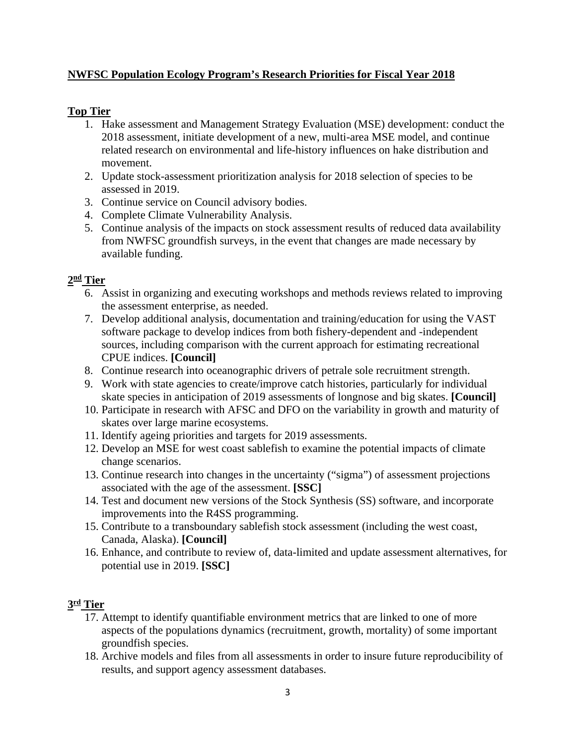**NWFSC Population Ecology Program's Research Priorities for Fiscal Year 2018**

**Top Tier**

1. Hake assessment and Management Strategy Evaluation (MSE) development: conduct the 2018 assessment, initiate development of a new, multi-area MSE model, and continue related research on environmental and life-history influences on hake distribution and movement.
2. Update stock-assessment prioritization analysis for 2018 selection of species to be assessed in 2019.
3. Continue service on Council advisory bodies.
4. Complete Climate Vulnerability Analysis.
5. Continue analysis of the impacts on stock assessment results of reduced data availability from NWFSC groundfish surveys, in the event that changes are made necessary by available funding.

**2nd Tier**

6. Assist in organizing and executing workshops and methods reviews related to improving the assessment enterprise, as needed.
7. Develop additional analysis, documentation and training/education for using the VAST software package to develop indices from both fishery-dependent and -independent sources, including comparison with the current approach for estimating recreational CPUE indices. **[Council]**
8. Continue research into oceanographic drivers of petrale sole recruitment strength.
9. Work with state agencies to create/improve catch histories, particularly for individual skate species in anticipation of 2019 assessments of longnose and big skates. **[Council]**
10. Participate in research with AFSC and DFO on the variability in growth and maturity of skates over large marine ecosystems.
11. Identify ageing priorities and targets for 2019 assessments.
12. Develop an MSE for west coast sablefish to examine the potential impacts of climate change scenarios.
13. Continue research into changes in the uncertainty ("sigma") of assessment projections associated with the age of the assessment. **[SSC]**
14. Test and document new versions of the Stock Synthesis (SS) software, and incorporate improvements into the R4SS programming.
15. Contribute to a transboundary sablefish stock assessment (including the west coast, Canada, Alaska). **[Council]**
16. Enhance, and contribute to review of, data-limited and update assessment alternatives, for potential use in 2019. **[SSC]**

**3rd Tier**

17. Attempt to identify quantifiable environment metrics that are linked to one of more aspects of the populations dynamics (recruitment, growth, mortality) of some important groundfish species.
18. Archive models and files from all assessments in order to insure future reproducibility of results, and support agency assessment databases.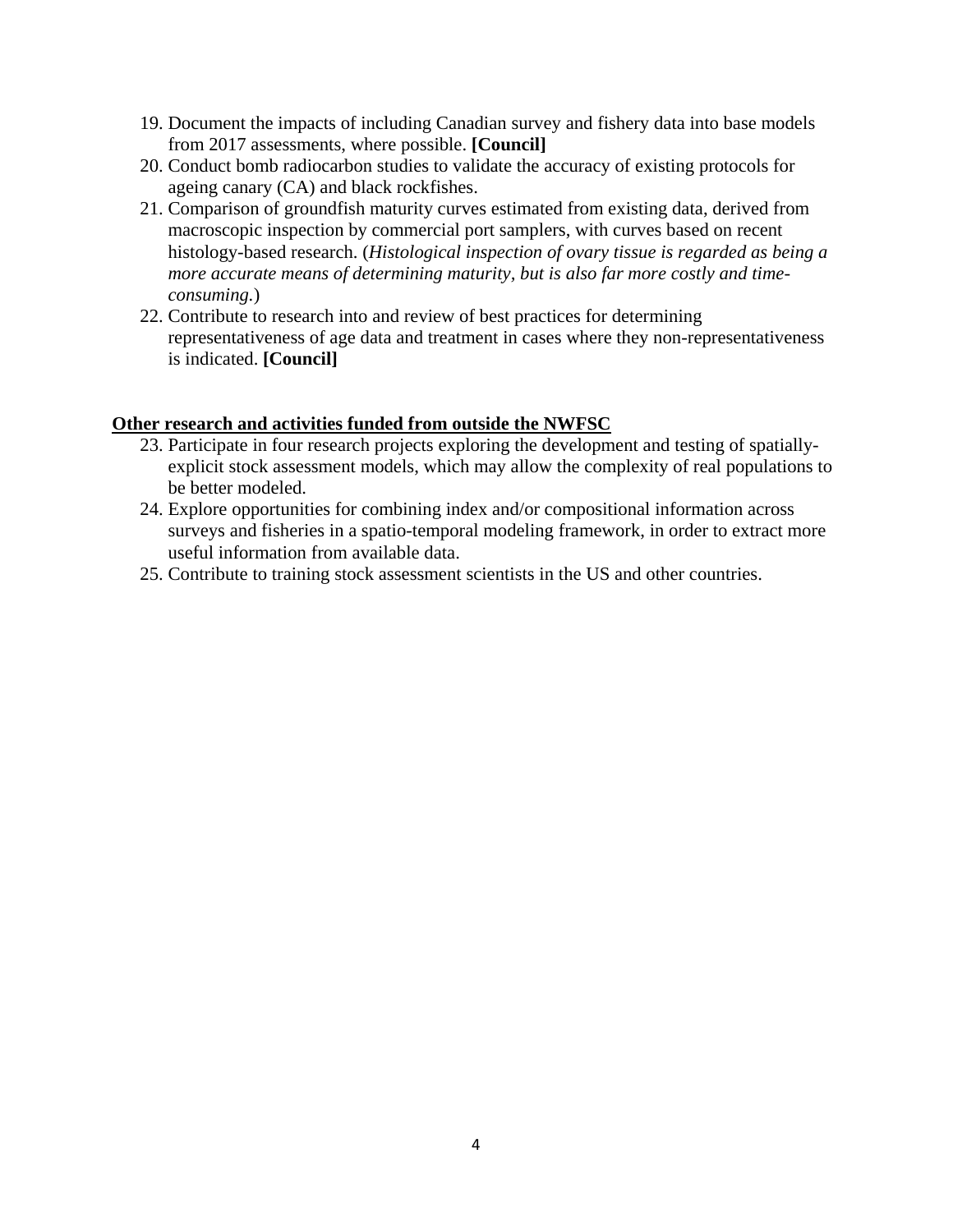19. Document the impacts of including Canadian survey and fishery data into base models from 2017 assessments, where possible. **[Council]**
20. Conduct bomb radiocarbon studies to validate the accuracy of existing protocols for ageing canary (CA) and black rockfishes.
21. Comparison of groundfish maturity curves estimated from existing data, derived from macroscopic inspection by commercial port samplers, with curves based on recent histology-based research. (*Histological inspection of ovary tissue is regarded as being a more accurate means of determining maturity, but is also far more costly and time-consuming.*)
22. Contribute to research into and review of best practices for determining representativeness of age data and treatment in cases where they non-representativeness is indicated. **[Council]**

**Other research and activities funded from outside the NWFSC**

23. Participate in four research projects exploring the development and testing of spatially-explicit stock assessment models, which may allow the complexity of real populations to be better modeled.
24. Explore opportunities for combining index and/or compositional information across surveys and fisheries in a spatio-temporal modeling framework, in order to extract more useful information from available data.
25. Contribute to training stock assessment scientists in the US and other countries.